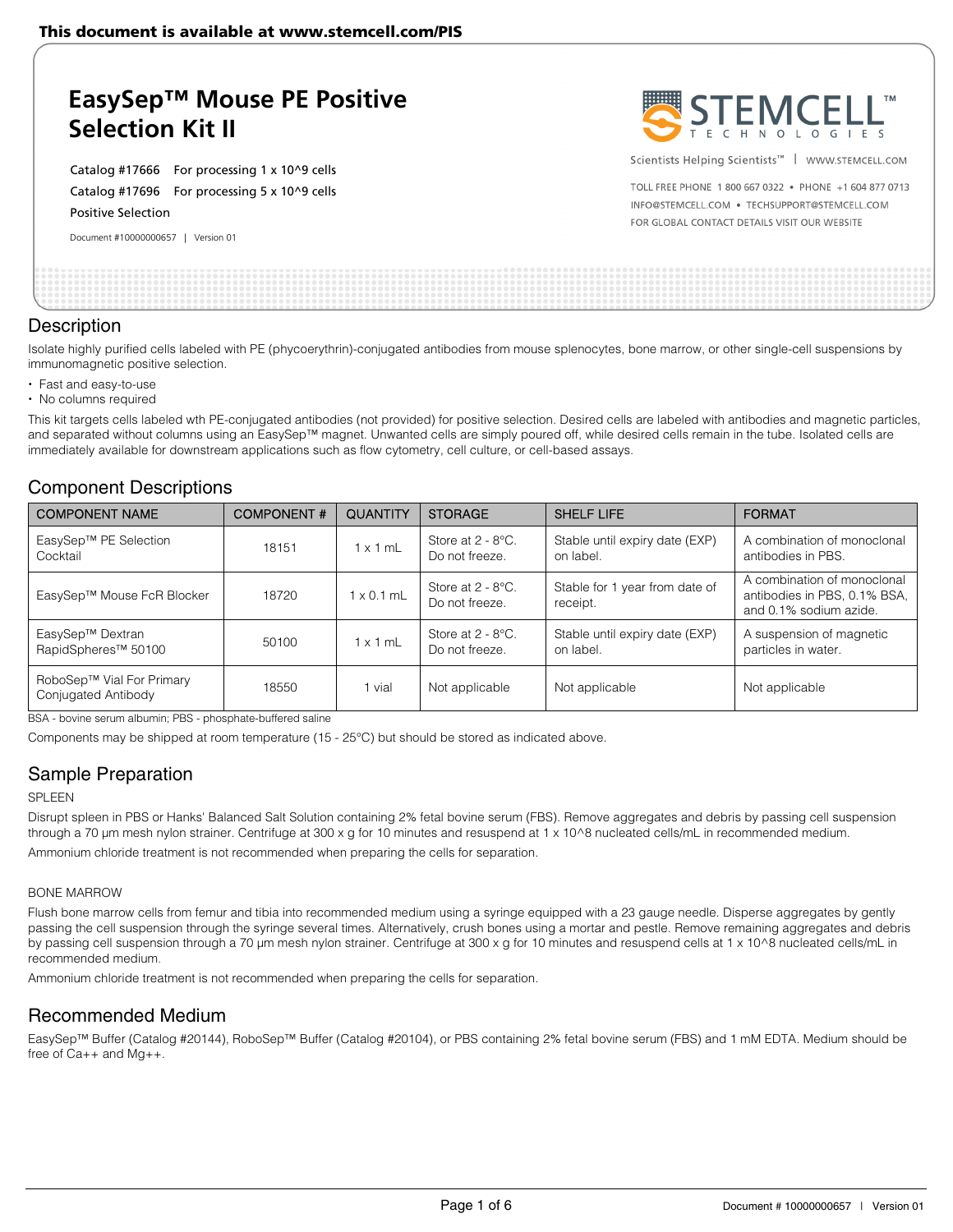This document is available at www.stemcell.com/PIS

# EasySep™ Mouse PE Positive Selection Kit II

Catalog #17666 For processing 1 x 10^9 cells

Catalog #17696 For processing 5 x 10^9 cells

Positive Selection

Document #10000000657 | Version 01

STEMCELL™ TECHNOLOGIES

Scientists Helping Scientists™ | WWW.STEMCELL.COM

TOLL FREE PHONE 1 800 667 0322 • PHONE +1 604 877 0713

INFO@STEMCELL.COM • TECHSUPPORT@STEMCELL.COM

FOR GLOBAL CONTACT DETAILS VISIT OUR WEBSITE

## Description

Isolate highly purified cells labeled with PE (phycoerythrin)-conjugated antibodies from mouse splenocytes, bone marrow, or other single-cell suspensions by immunomagnetic positive selection.

- Fast and easy-to-use
- No columns required

This kit targets cells labeled wth PE-conjugated antibodies (not provided) for positive selection. Desired cells are labeled with antibodies and magnetic particles, and separated without columns using an EasySep™ magnet. Unwanted cells are simply poured off, while desired cells remain in the tube. Isolated cells are immediately available for downstream applications such as flow cytometry, cell culture, or cell-based assays.

## Component Descriptions

| COMPONENT NAME | COMPONENT # | QUANTITY | STORAGE | SHELF LIFE | FORMAT |
|---|---|---|---|---|---|
| EasySep™ PE Selection Cocktail | 18151 | 1 x 1 mL | Store at 2 - 8°C. Do not freeze. | Stable until expiry date (EXP) on label. | A combination of monoclonal antibodies in PBS. |
| EasySep™ Mouse FcR Blocker | 18720 | 1 x 0.1 mL | Store at 2 - 8°C. Do not freeze. | Stable for 1 year from date of receipt. | A combination of monoclonal antibodies in PBS, 0.1% BSA, and 0.1% sodium azide. |
| EasySep™ Dextran RapidSpheres™ 50100 | 50100 | 1 x 1 mL | Store at 2 - 8°C. Do not freeze. | Stable until expiry date (EXP) on label. | A suspension of magnetic particles in water. |
| RoboSep™ Vial For Primary Conjugated Antibody | 18550 | 1 vial | Not applicable | Not applicable | Not applicable |

BSA - bovine serum albumin; PBS - phosphate-buffered saline

Components may be shipped at room temperature (15 - 25°C) but should be stored as indicated above.

## Sample Preparation

SPLEEN

Disrupt spleen in PBS or Hanks' Balanced Salt Solution containing 2% fetal bovine serum (FBS). Remove aggregates and debris by passing cell suspension through a 70 µm mesh nylon strainer. Centrifuge at 300 x g for 10 minutes and resuspend at 1 x 10^8 nucleated cells/mL in recommended medium.

Ammonium chloride treatment is not recommended when preparing the cells for separation.

BONE MARROW

Flush bone marrow cells from femur and tibia into recommended medium using a syringe equipped with a 23 gauge needle. Disperse aggregates by gently passing the cell suspension through the syringe several times. Alternatively, crush bones using a mortar and pestle. Remove remaining aggregates and debris by passing cell suspension through a 70 µm mesh nylon strainer. Centrifuge at 300 x g for 10 minutes and resuspend cells at 1 x 10^8 nucleated cells/mL in recommended medium.

Ammonium chloride treatment is not recommended when preparing the cells for separation.

## Recommended Medium

EasySep™ Buffer (Catalog #20144), RoboSep™ Buffer (Catalog #20104), or PBS containing 2% fetal bovine serum (FBS) and 1 mM EDTA. Medium should be free of Ca++ and Mg++.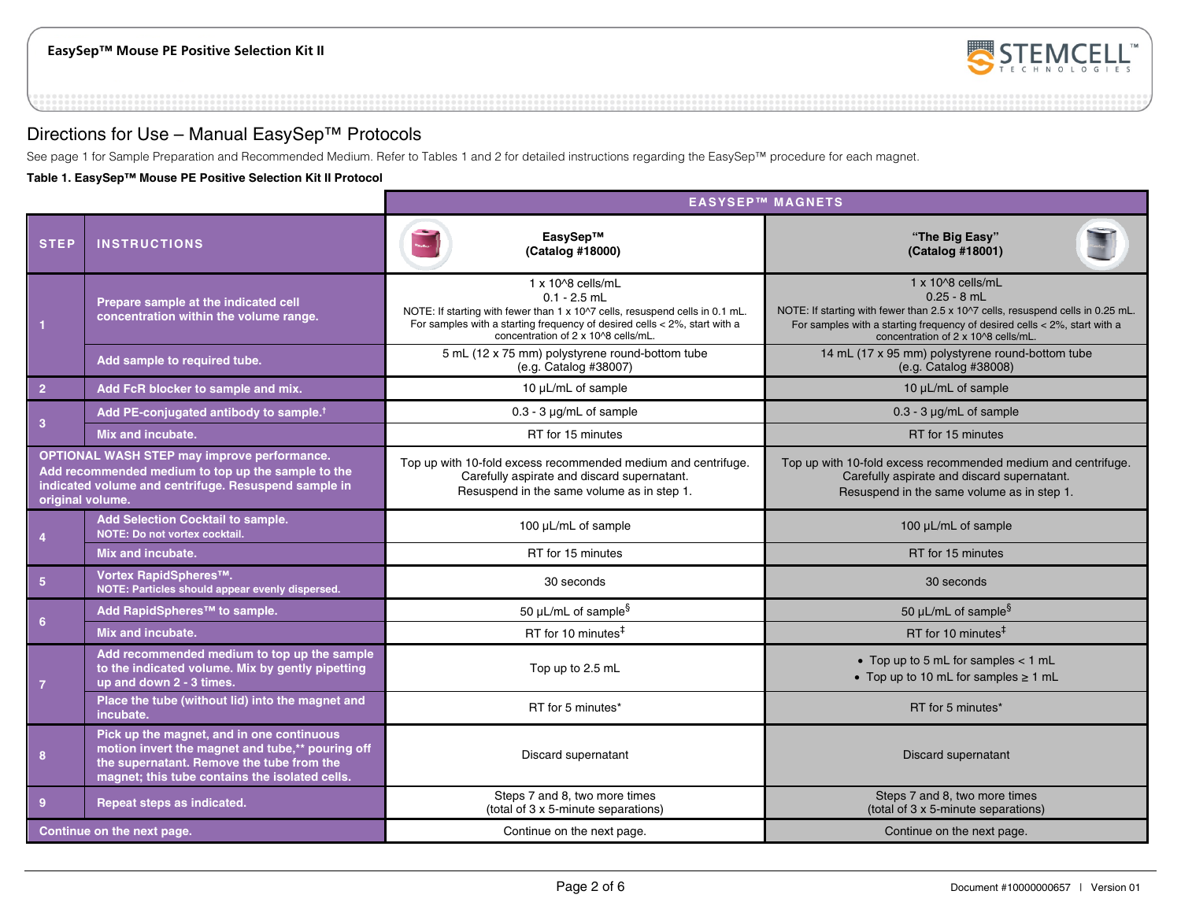## Directions for Use – Manual EasySep™ Protocols

See page 1 for Sample Preparation and Recommended Medium. Refer to Tables 1 and 2 for detailed instructions regarding the EasySep™ procedure for each magnet.

**Table 1. EasySep™ Mouse PE Positive Selection Kit II Protocol**

| STEP | INSTRUCTIONS | EASYSEP™ MAGNETS: EasySep™ (Catalog #18000) | EASYSEP™ MAGNETS: "The Big Easy" (Catalog #18001) |
|---|---|---|---|
| 1 | Prepare sample at the indicated cell concentration within the volume range. | 1 x 10^8 cells/mL<br>0.1 - 2.5 mL<br>NOTE: If starting with fewer than 1 x 10^7 cells, resuspend cells in 0.1 mL. For samples with a starting frequency of desired cells < 2%, start with a concentration of 2 x 10^8 cells/mL. | 1 x 10^8 cells/mL<br>0.25 - 8 mL<br>NOTE: If starting with fewer than 2.5 x 10^7 cells, resuspend cells in 0.25 mL. For samples with a starting frequency of desired cells < 2%, start with a concentration of 2 x 10^8 cells/mL. |
| | Add sample to required tube. | 5 mL (12 x 75 mm) polystyrene round-bottom tube (e.g. Catalog #38007) | 14 mL (17 x 95 mm) polystyrene round-bottom tube (e.g. Catalog #38008) |
| 2 | Add FcR blocker to sample and mix. | 10 µL/mL of sample | 10 µL/mL of sample |
| 3 | Add PE-conjugated antibody to sample.† | 0.3 - 3 µg/mL of sample | 0.3 - 3 µg/mL of sample |
| | Mix and incubate. | RT for 15 minutes | RT for 15 minutes |
| OPTIONAL WASH STEP may improve performance. | Add recommended medium to top up the sample to the indicated volume and centrifuge. Resuspend sample in original volume. | Top up with 10-fold excess recommended medium and centrifuge. Carefully aspirate and discard supernatant. Resuspend in the same volume as in step 1. | Top up with 10-fold excess recommended medium and centrifuge. Carefully aspirate and discard supernatant. Resuspend in the same volume as in step 1. |
| 4 | Add Selection Cocktail to sample.<br>NOTE: Do not vortex cocktail. | 100 µL/mL of sample | 100 µL/mL of sample |
| | Mix and incubate. | RT for 15 minutes | RT for 15 minutes |
| 5 | Vortex RapidSpheres™.<br>NOTE: Particles should appear evenly dispersed. | 30 seconds | 30 seconds |
| 6 | Add RapidSpheres™ to sample. | 50 µL/mL of sample§ | 50 µL/mL of sample§ |
| | Mix and incubate. | RT for 10 minutes‡ | RT for 10 minutes‡ |
| 7 | Add recommended medium to top up the sample to the indicated volume. Mix by gently pipetting up and down 2 - 3 times. | Top up to 2.5 mL | • Top up to 5 mL for samples < 1 mL<br>• Top up to 10 mL for samples ≥ 1 mL |
| | Place the tube (without lid) into the magnet and incubate. | RT for 5 minutes* | RT for 5 minutes* |
| 8 | Pick up the magnet, and in one continuous motion invert the magnet and tube,** pouring off the supernatant. Remove the tube from the magnet; this tube contains the isolated cells. | Discard supernatant | Discard supernatant |
| 9 | Repeat steps as indicated. | Steps 7 and 8, two more times (total of 3 x 5-minute separations) | Steps 7 and 8, two more times (total of 3 x 5-minute separations) |
| Continue on the next page. | | Continue on the next page. | Continue on the next page. |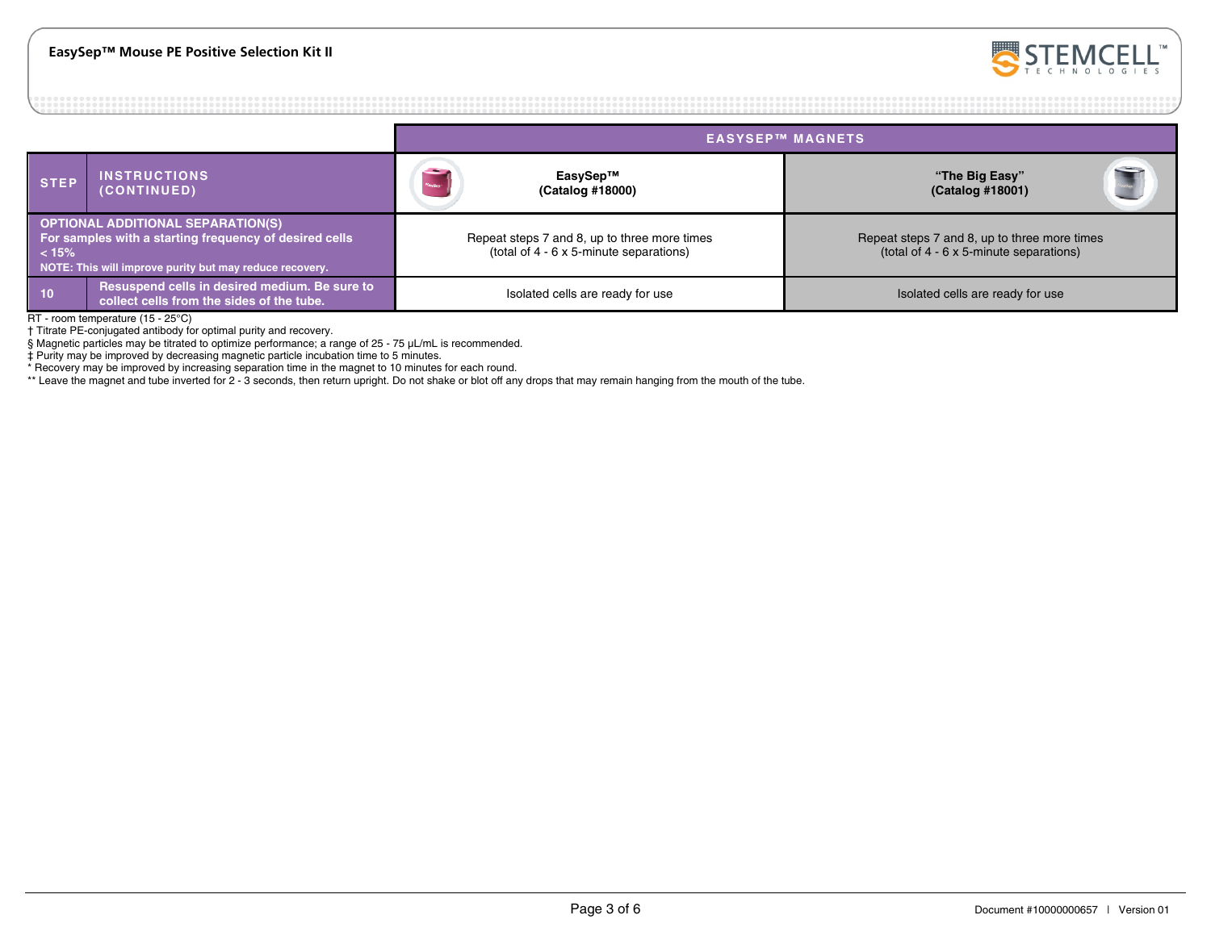| STEP | INSTRUCTIONS (CONTINUED) | EasySep™ (Catalog #18000) | "The Big Easy" (Catalog #18001) |
|---|---|---|---|
| **OPTIONAL ADDITIONAL SEPARATION(S)** For samples with a starting frequency of desired cells < 15% NOTE: This will improve purity but may reduce recovery. | | Repeat steps 7 and 8, up to three more times (total of 4 - 6 x 5-minute separations) | Repeat steps 7 and 8, up to three more times (total of 4 - 6 x 5-minute separations) |
| 10 | Resuspend cells in desired medium. Be sure to collect cells from the sides of the tube. | Isolated cells are ready for use | Isolated cells are ready for use |

RT - room temperature (15 - 25°C)
† Titrate PE-conjugated antibody for optimal purity and recovery.
§ Magnetic particles may be titrated to optimize performance; a range of 25 - 75 µL/mL is recommended.
‡ Purity may be improved by decreasing magnetic particle incubation time to 5 minutes.
* Recovery may be improved by increasing separation time in the magnet to 10 minutes for each round.
** Leave the magnet and tube inverted for 2 - 3 seconds, then return upright. Do not shake or blot off any drops that may remain hanging from the mouth of the tube.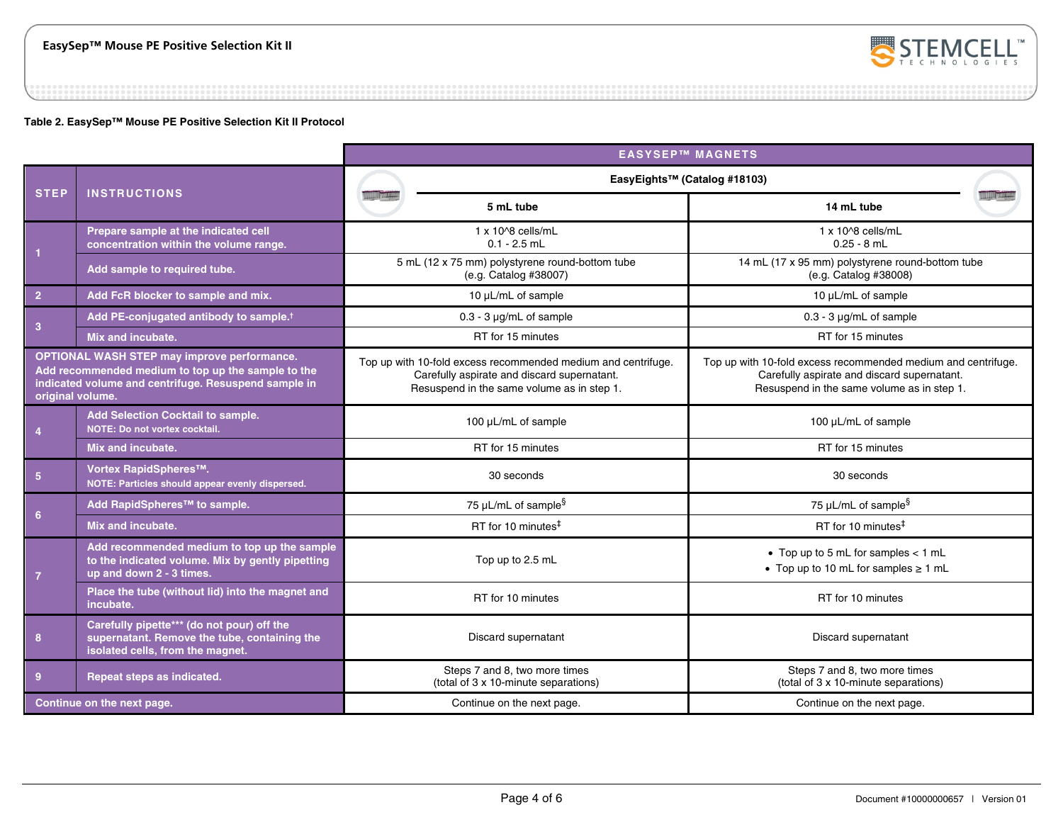**Table 2. EasySep™ Mouse PE Positive Selection Kit II Protocol**

| STEP | INSTRUCTIONS | EASYSEP™ MAGNETS: EasyEights™ (Catalog #18103) 5 mL tube | EASYSEP™ MAGNETS: EasyEights™ (Catalog #18103) 14 mL tube |
|---|---|---|---|
| 1 | Prepare sample at the indicated cell concentration within the volume range. | 1 x 10^8 cells/mL<br>0.1 - 2.5 mL | 1 x 10^8 cells/mL<br>0.25 - 8 mL |
| | Add sample to required tube. | 5 mL (12 x 75 mm) polystyrene round-bottom tube (e.g. Catalog #38007) | 14 mL (17 x 95 mm) polystyrene round-bottom tube (e.g. Catalog #38008) |
| 2 | Add FcR blocker to sample and mix. | 10 µL/mL of sample | 10 µL/mL of sample |
| 3 | Add PE-conjugated antibody to sample.† | 0.3 - 3 µg/mL of sample | 0.3 - 3 µg/mL of sample |
| | Mix and incubate. | RT for 15 minutes | RT for 15 minutes |
| OPTIONAL WASH STEP may improve performance. | Add recommended medium to top up the sample to the indicated volume and centrifuge. Resuspend sample in original volume. | Top up with 10-fold excess recommended medium and centrifuge. Carefully aspirate and discard supernatant. Resuspend in the same volume as in step 1. | Top up with 10-fold excess recommended medium and centrifuge. Carefully aspirate and discard supernatant. Resuspend in the same volume as in step 1. |
| 4 | Add Selection Cocktail to sample.<br>NOTE: Do not vortex cocktail. | 100 µL/mL of sample | 100 µL/mL of sample |
| | Mix and incubate. | RT for 15 minutes | RT for 15 minutes |
| 5 | Vortex RapidSpheres™.<br>NOTE: Particles should appear evenly dispersed. | 30 seconds | 30 seconds |
| 6 | Add RapidSpheres™ to sample. | 75 µL/mL of sample§ | 75 µL/mL of sample§ |
| | Mix and incubate. | RT for 10 minutes‡ | RT for 10 minutes‡ |
| 7 | Add recommended medium to top up the sample to the indicated volume. Mix by gently pipetting up and down 2 - 3 times. | Top up to 2.5 mL | • Top up to 5 mL for samples < 1 mL<br>• Top up to 10 mL for samples ≥ 1 mL |
| | Place the tube (without lid) into the magnet and incubate. | RT for 10 minutes | RT for 10 minutes |
| 8 | Carefully pipette*** (do not pour) off the supernatant. Remove the tube, containing the isolated cells, from the magnet. | Discard supernatant | Discard supernatant |
| 9 | Repeat steps as indicated. | Steps 7 and 8, two more times (total of 3 x 10-minute separations) | Steps 7 and 8, two more times (total of 3 x 10-minute separations) |
| Continue on the next page. | | Continue on the next page. | Continue on the next page. |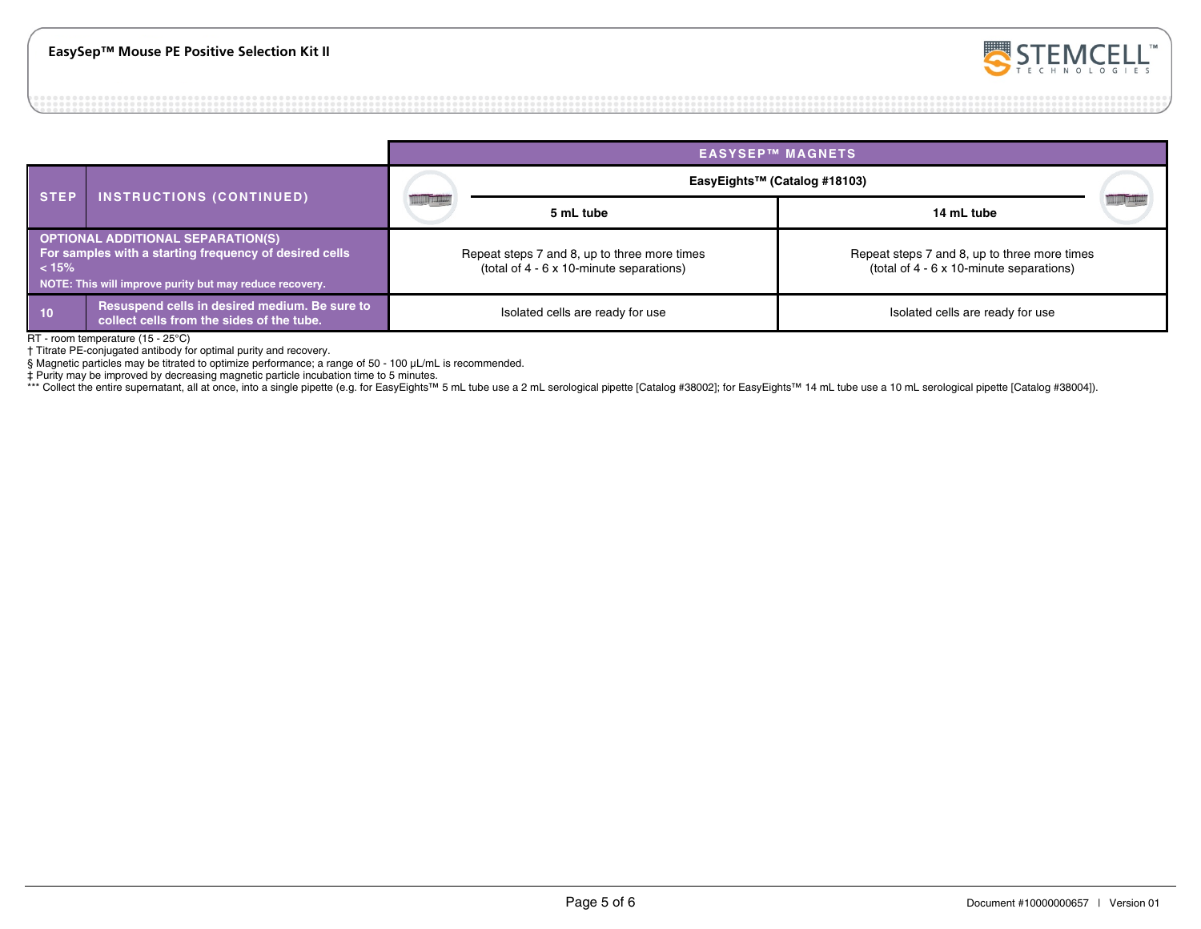| STEP | INSTRUCTIONS (CONTINUED) | EASYSEP™ MAGNETS EasyEights™ (Catalog #18103) 5 mL tube | EASYSEP™ MAGNETS EasyEights™ (Catalog #18103) 14 mL tube |
|---|---|---|---|
| | **OPTIONAL ADDITIONAL SEPARATION(S)** For samples with a starting frequency of desired cells < 15% NOTE: This will improve purity but may reduce recovery. | Repeat steps 7 and 8, up to three more times (total of 4 - 6 x 10-minute separations) | Repeat steps 7 and 8, up to three more times (total of 4 - 6 x 10-minute separations) |
| 10 | Resuspend cells in desired medium. Be sure to collect cells from the sides of the tube. | Isolated cells are ready for use | Isolated cells are ready for use |

RT - room temperature (15 - 25°C)

† Titrate PE-conjugated antibody for optimal purity and recovery.

§ Magnetic particles may be titrated to optimize performance; a range of 50 - 100 µL/mL is recommended.

‡ Purity may be improved by decreasing magnetic particle incubation time to 5 minutes.

*** Collect the entire supernatant, all at once, into a single pipette (e.g. for EasyEights™ 5 mL tube use a 2 mL serological pipette [Catalog #38002]; for EasyEights™ 14 mL tube use a 10 mL serological pipette [Catalog #38004]).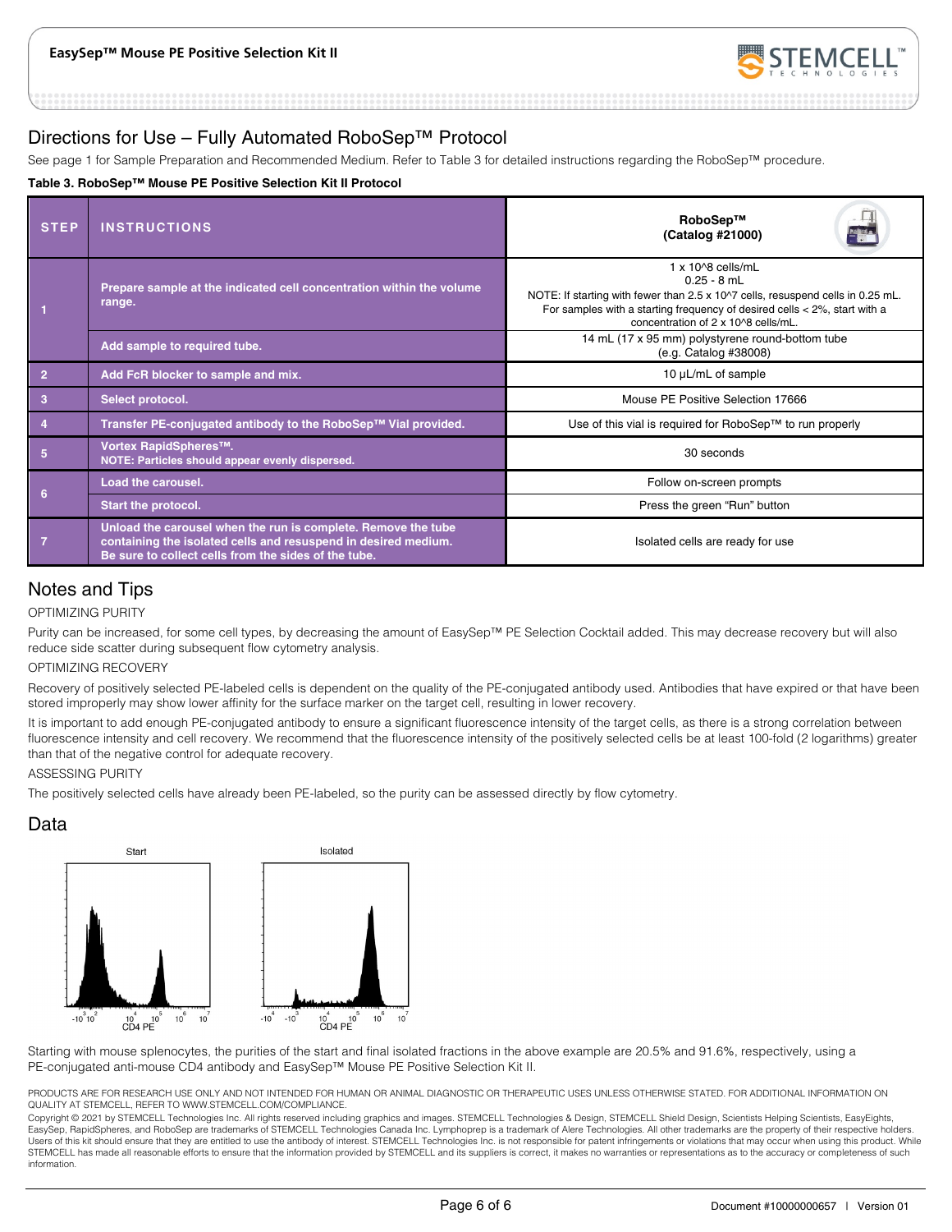## Directions for Use – Fully Automated RoboSep™ Protocol

See page 1 for Sample Preparation and Recommended Medium. Refer to Table 3 for detailed instructions regarding the RoboSep™ procedure.

**Table 3. RoboSep™ Mouse PE Positive Selection Kit II Protocol**

| STEP | INSTRUCTIONS | RoboSep™ (Catalog #21000) |
|---|---|---|
| 1 | Prepare sample at the indicated cell concentration within the volume range. | 1 x 10^8 cells/mL<br>0.25 - 8 mL<br>NOTE: If starting with fewer than 2.5 x 10^7 cells, resuspend cells in 0.25 mL. For samples with a starting frequency of desired cells < 2%, start with a concentration of 2 x 10^8 cells/mL. |
| | Add sample to required tube. | 14 mL (17 x 95 mm) polystyrene round-bottom tube (e.g. Catalog #38008) |
| 2 | Add FcR blocker to sample and mix. | 10 µL/mL of sample |
| 3 | Select protocol. | Mouse PE Positive Selection 17666 |
| 4 | Transfer PE-conjugated antibody to the RoboSep™ Vial provided. | Use of this vial is required for RoboSep™ to run properly |
| 5 | Vortex RapidSpheres™.<br>NOTE: Particles should appear evenly dispersed. | 30 seconds |
| 6 | Load the carousel. | Follow on-screen prompts |
| | Start the protocol. | Press the green "Run" button |
| 7 | Unload the carousel when the run is complete. Remove the tube containing the isolated cells and resuspend in desired medium. Be sure to collect cells from the sides of the tube. | Isolated cells are ready for use |

## Notes and Tips

OPTIMIZING PURITY

Purity can be increased, for some cell types, by decreasing the amount of EasySep™ PE Selection Cocktail added. This may decrease recovery but will also reduce side scatter during subsequent flow cytometry analysis.

OPTIMIZING RECOVERY

Recovery of positively selected PE-labeled cells is dependent on the quality of the PE-conjugated antibody used. Antibodies that have expired or that have been stored improperly may show lower affinity for the surface marker on the target cell, resulting in lower recovery.

It is important to add enough PE-conjugated antibody to ensure a significant fluorescence intensity of the target cells, as there is a strong correlation between fluorescence intensity and cell recovery. We recommend that the fluorescence intensity of the positively selected cells be at least 100-fold (2 logarithms) greater than that of the negative control for adequate recovery.

ASSESSING PURITY

The positively selected cells have already been PE-labeled, so the purity can be assessed directly by flow cytometry.

## Data

Start

CD4 PE

Isolated

CD4 PE

Starting with mouse splenocytes, the purities of the start and final isolated fractions in the above example are 20.5% and 91.6%, respectively, using a PE-conjugated anti-mouse CD4 antibody and EasySep™ Mouse PE Positive Selection Kit II.

PRODUCTS ARE FOR RESEARCH USE ONLY AND NOT INTENDED FOR HUMAN OR ANIMAL DIAGNOSTIC OR THERAPEUTIC USES UNLESS OTHERWISE STATED. FOR ADDITIONAL INFORMATION ON QUALITY AT STEMCELL, REFER TO WWW.STEMCELL.COM/COMPLIANCE.

Copyright © 2021 by STEMCELL Technologies Inc. All rights reserved including graphics and images. STEMCELL Technologies & Design, STEMCELL Shield Design, Scientists Helping Scientists, EasyEights, EasySep, RapidSpheres, and RoboSep are trademarks of STEMCELL Technologies Canada Inc. Lymphoprep is a trademark of Alere Technologies. All other trademarks are the property of their respective holders. Users of this kit should ensure that they are entitled to use the antibody of interest. STEMCELL Technologies Inc. is not responsible for patent infringements or violations that may occur when using this product. While STEMCELL has made all reasonable efforts to ensure that the information provided by STEMCELL and its suppliers is correct, it makes no warranties or representations as to the accuracy or completeness of such information.

Document #10000000657 | Version 01